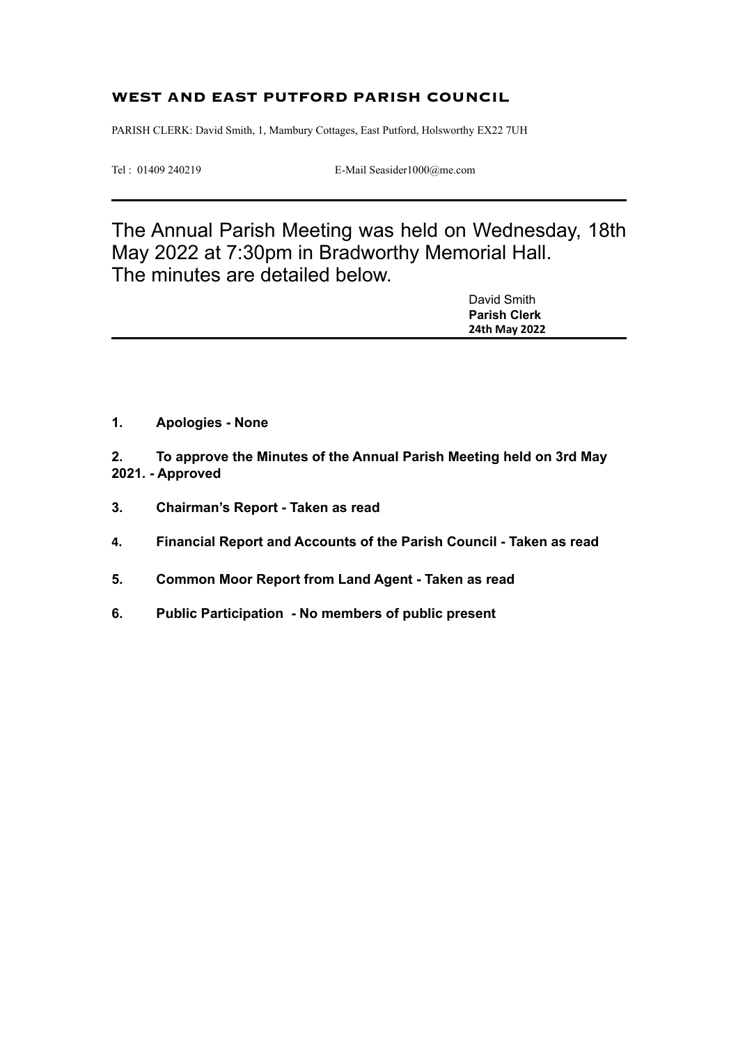# WEST AND EAST PUTFORD PARISH COUNCIL

PARISH CLERK: David Smith, 1, Mambury Cottages, East Putford, Holsworthy EX22 7UH

Tel : 01409 240219 E-Mail Seasider1000@me.com

---

The Annual Parish Meeting was held on Wednesday, 18th May 2022 at 7:30pm in Bradworthy Memorial Hall.
The minutes are detailed below.

David Smith
**Parish Clerk**
**24th May 2022**

---

**1. Apologies - None**

**2. To approve the Minutes of the Annual Parish Meeting held on 3rd May 2021. - Approved**

**3. Chairman's Report - Taken as read**

**4. Financial Report and Accounts of the Parish Council - Taken as read**

**5. Common Moor Report from Land Agent - Taken as read**

**6. Public Participation - No members of public present**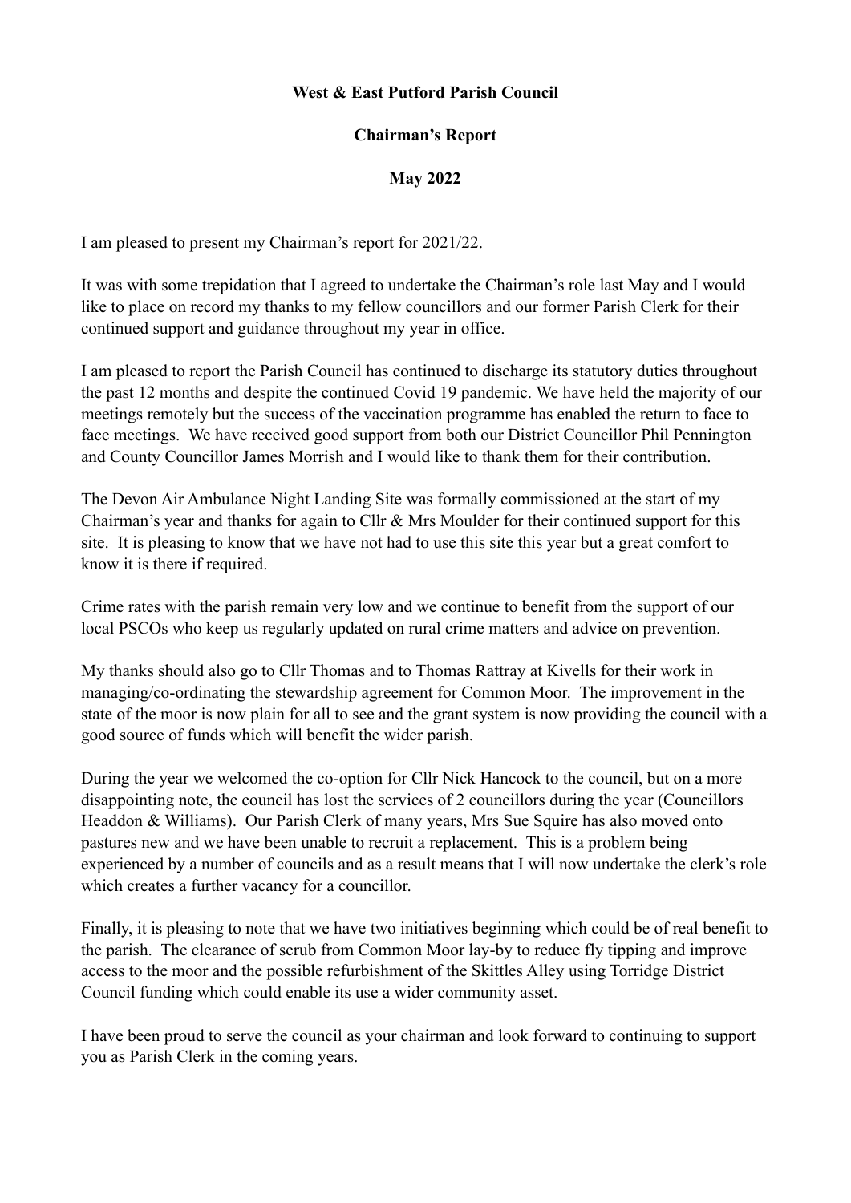**West & East Putford Parish Council**

**Chairman's Report**

**May 2022**

I am pleased to present my Chairman's report for 2021/22.

It was with some trepidation that I agreed to undertake the Chairman's role last May and I would like to place on record my thanks to my fellow councillors and our former Parish Clerk for their continued support and guidance throughout my year in office.

I am pleased to report the Parish Council has continued to discharge its statutory duties throughout the past 12 months and despite the continued Covid 19 pandemic. We have held the majority of our meetings remotely but the success of the vaccination programme has enabled the return to face to face meetings. We have received good support from both our District Councillor Phil Pennington and County Councillor James Morrish and I would like to thank them for their contribution.

The Devon Air Ambulance Night Landing Site was formally commissioned at the start of my Chairman's year and thanks for again to Cllr & Mrs Moulder for their continued support for this site. It is pleasing to know that we have not had to use this site this year but a great comfort to know it is there if required.

Crime rates with the parish remain very low and we continue to benefit from the support of our local PSCOs who keep us regularly updated on rural crime matters and advice on prevention.

My thanks should also go to Cllr Thomas and to Thomas Rattray at Kivells for their work in managing/co-ordinating the stewardship agreement for Common Moor. The improvement in the state of the moor is now plain for all to see and the grant system is now providing the council with a good source of funds which will benefit the wider parish.

During the year we welcomed the co-option for Cllr Nick Hancock to the council, but on a more disappointing note, the council has lost the services of 2 councillors during the year (Councillors Headdon & Williams). Our Parish Clerk of many years, Mrs Sue Squire has also moved onto pastures new and we have been unable to recruit a replacement. This is a problem being experienced by a number of councils and as a result means that I will now undertake the clerk's role which creates a further vacancy for a councillor.

Finally, it is pleasing to note that we have two initiatives beginning which could be of real benefit to the parish. The clearance of scrub from Common Moor lay-by to reduce fly tipping and improve access to the moor and the possible refurbishment of the Skittles Alley using Torridge District Council funding which could enable its use a wider community asset.

I have been proud to serve the council as your chairman and look forward to continuing to support you as Parish Clerk in the coming years.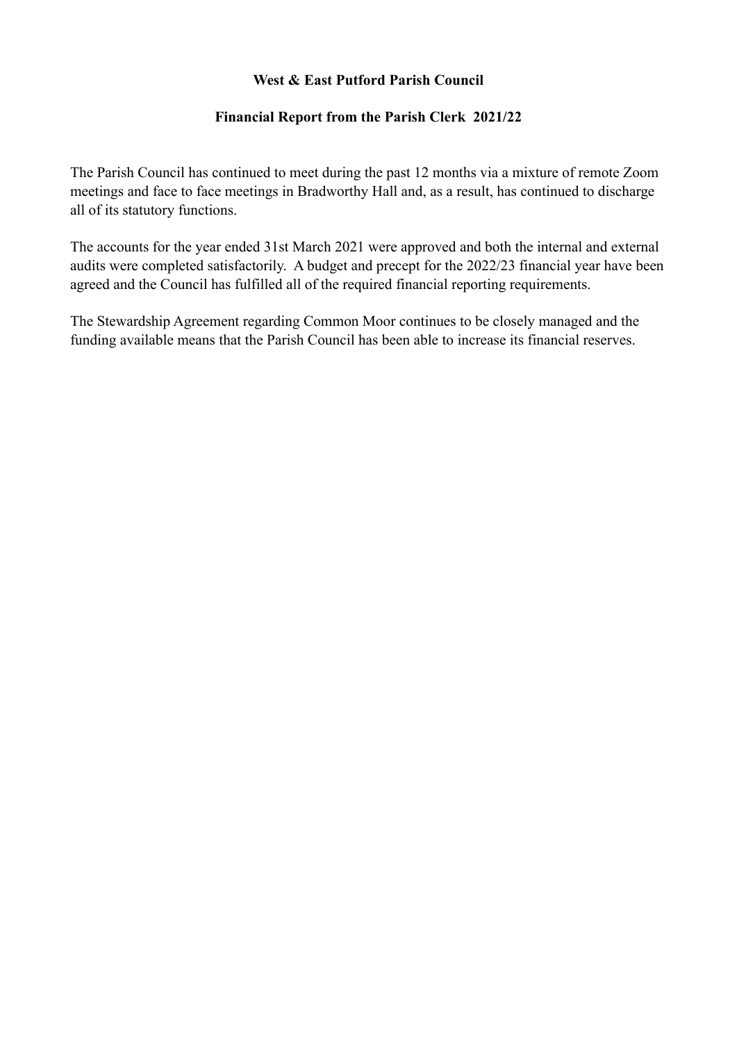# West & East Putford Parish Council

## Financial Report from the Parish Clerk 2021/22

The Parish Council has continued to meet during the past 12 months via a mixture of remote Zoom meetings and face to face meetings in Bradworthy Hall and, as a result, has continued to discharge all of its statutory functions.

The accounts for the year ended 31st March 2021 were approved and both the internal and external audits were completed satisfactorily. A budget and precept for the 2022/23 financial year have been agreed and the Council has fulfilled all of the required financial reporting requirements.

The Stewardship Agreement regarding Common Moor continues to be closely managed and the funding available means that the Parish Council has been able to increase its financial reserves.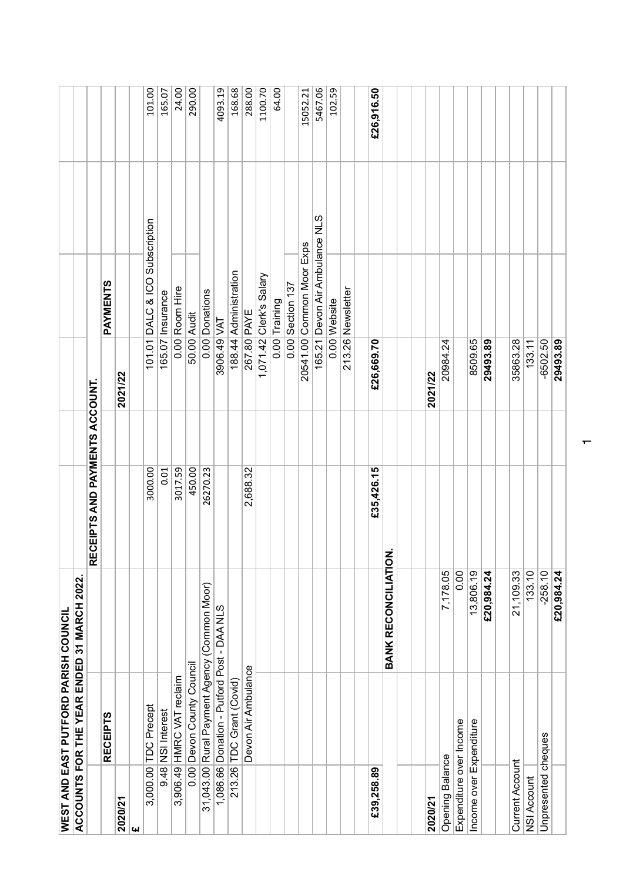# WEST AND EAST PUTFORD PARISH COUNCIL

## ACCOUNTS FOR THE YEAR ENDED 31 MARCH 2022.

### RECEIPTS AND PAYMENTS ACCOUNT.

| 2020/21 | RECEIPTS | | 2021/22 | PAYMENTS | |
|---|---|---|---|---|---|
| £ | | | | | |
| 3,000.00 | TDC Precept | 3000.00 | 101.01 | DALC & ICO Subscription | 101.00 |
| 9.48 | NSI Interest | 0.01 | 165.07 | Insurance | 165.07 |
| 3,906.49 | HMRC VAT reclaim | 3017.59 | 0.00 | Room Hire | 24.00 |
| 0.00 | Devon County Council | 450.00 | 50.00 | Audit | 290.00 |
| 31,043.00 | Rural Payment Agency (Common Moor) | 26270.23 | 0.00 | Donations | |
| 1,086.66 | Donation - Putford Post - DAA NLS | | 3906.49 | VAT | 4093.19 |
| 213.26 | TDC Grant (Covid) | | 188.44 | Administration | 168.68 |
| | Devon Air Ambulance | 2,688.32 | 267.80 | PAYE | 288.00 |
| | | | 1,071.42 | Clerk's Salary | 1100.70 |
| | | | 0.00 | Training | 64.00 |
| | | | 0.00 | Section 137 | |
| | | | 20541.00 | Common Moor Exps | 15052.21 |
| | | | 165.21 | Devon Air Ambulance NLS | 5467.06 |
| | | | 0.00 | Website | 102.59 |
| | | | 213.26 | Newsletter | |
| **£39,258.89** | | **£35,426.15** | **£26,669.70** | | **£26,916.50** |

### BANK RECONCILIATION.

| | 2020/21 | 2021/22 |
|---|---|---|
| Opening Balance | 7,178.05 | 20984.24 |
| Expenditure over Income | 0.00 | |
| Income over Expenditure | 13,806.19 | 8509.65 |
| | **£20,984.24** | **29493.89** |
| | | |
| Current Account | 21,109.33 | 35863.28 |
| NSI Account | 133.10 | 133.11 |
| Unpresented cheques | -258.10 | -6502.50 |
| | **£20,984.24** | **29493.89** |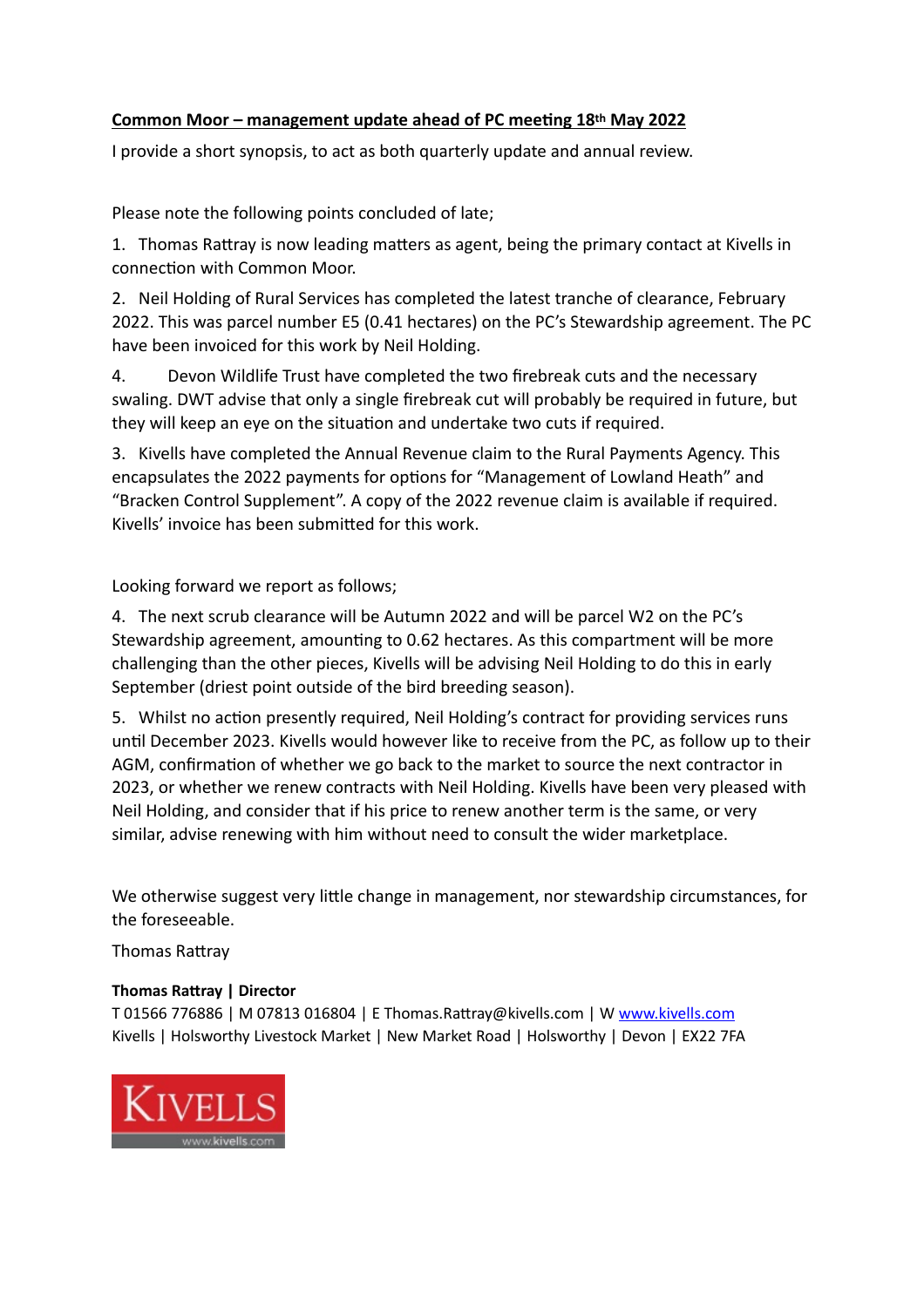**Common Moor – management update ahead of PC meeting 18th May 2022**

I provide a short synopsis, to act as both quarterly update and annual review.

Please note the following points concluded of late;

1. Thomas Rattray is now leading matters as agent, being the primary contact at Kivells in connection with Common Moor.

2. Neil Holding of Rural Services has completed the latest tranche of clearance, February 2022. This was parcel number E5 (0.41 hectares) on the PC's Stewardship agreement. The PC have been invoiced for this work by Neil Holding.

4. Devon Wildlife Trust have completed the two firebreak cuts and the necessary swaling. DWT advise that only a single firebreak cut will probably be required in future, but they will keep an eye on the situation and undertake two cuts if required.

3. Kivells have completed the Annual Revenue claim to the Rural Payments Agency. This encapsulates the 2022 payments for options for "Management of Lowland Heath" and "Bracken Control Supplement". A copy of the 2022 revenue claim is available if required. Kivells' invoice has been submitted for this work.

Looking forward we report as follows;

4. The next scrub clearance will be Autumn 2022 and will be parcel W2 on the PC's Stewardship agreement, amounting to 0.62 hectares. As this compartment will be more challenging than the other pieces, Kivells will be advising Neil Holding to do this in early September (driest point outside of the bird breeding season).

5. Whilst no action presently required, Neil Holding's contract for providing services runs until December 2023. Kivells would however like to receive from the PC, as follow up to their AGM, confirmation of whether we go back to the market to source the next contractor in 2023, or whether we renew contracts with Neil Holding. Kivells have been very pleased with Neil Holding, and consider that if his price to renew another term is the same, or very similar, advise renewing with him without need to consult the wider marketplace.

We otherwise suggest very little change in management, nor stewardship circumstances, for the foreseeable.

Thomas Rattray

**Thomas Rattray | Director**
T 01566 776886 | M 07813 016804 | E Thomas.Rattray@kivells.com | W www.kivells.com
Kivells | Holsworthy Livestock Market | New Market Road | Holsworthy | Devon | EX22 7FA

KIVELLS
www.kivells.com